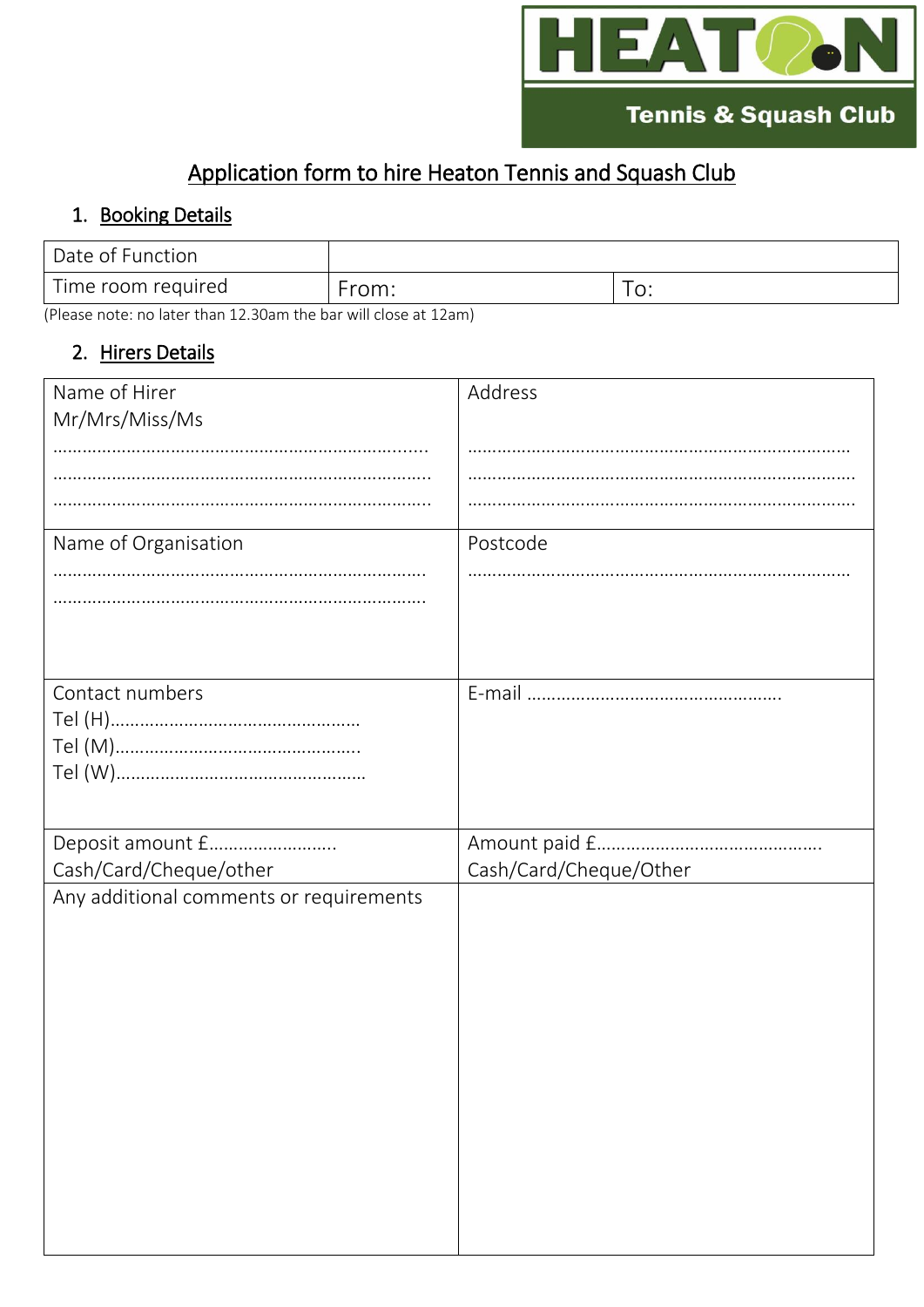HEATON Tennis & Squash Club

# Application form to hire Heaton Tennis and Squash Club

## 1. Booking Details

| Date of Function | | |
|---|---|---|
| Time room required | From: | To: |

(Please note: no later than 12.30am the bar will close at 12am)

## 2. Hirers Details

| | |
|---|---|
| Name of Hirer<br>Mr/Mrs/Miss/Ms<br>……………………………………………………………….<br>……………………………………………………………….<br>………………………………………………………………. | Address<br>……………………………………………………………….<br>……………………………………………………………….<br>………………………………………………………………. |
| Name of Organisation<br>……………………………………………………………….<br>………………………………………………………………. | Postcode<br>………………………………………………………………. |
| Contact numbers<br>Tel (H)…………………………………………<br>Tel (M)…………………………………………<br>Tel (W)………………………………………… | E-mail ……………………………………………. |
| Deposit amount £…………………….<br>Cash/Card/Cheque/other | Amount paid £……………………………………….<br>Cash/Card/Cheque/Other |
| Any additional comments or requirements | |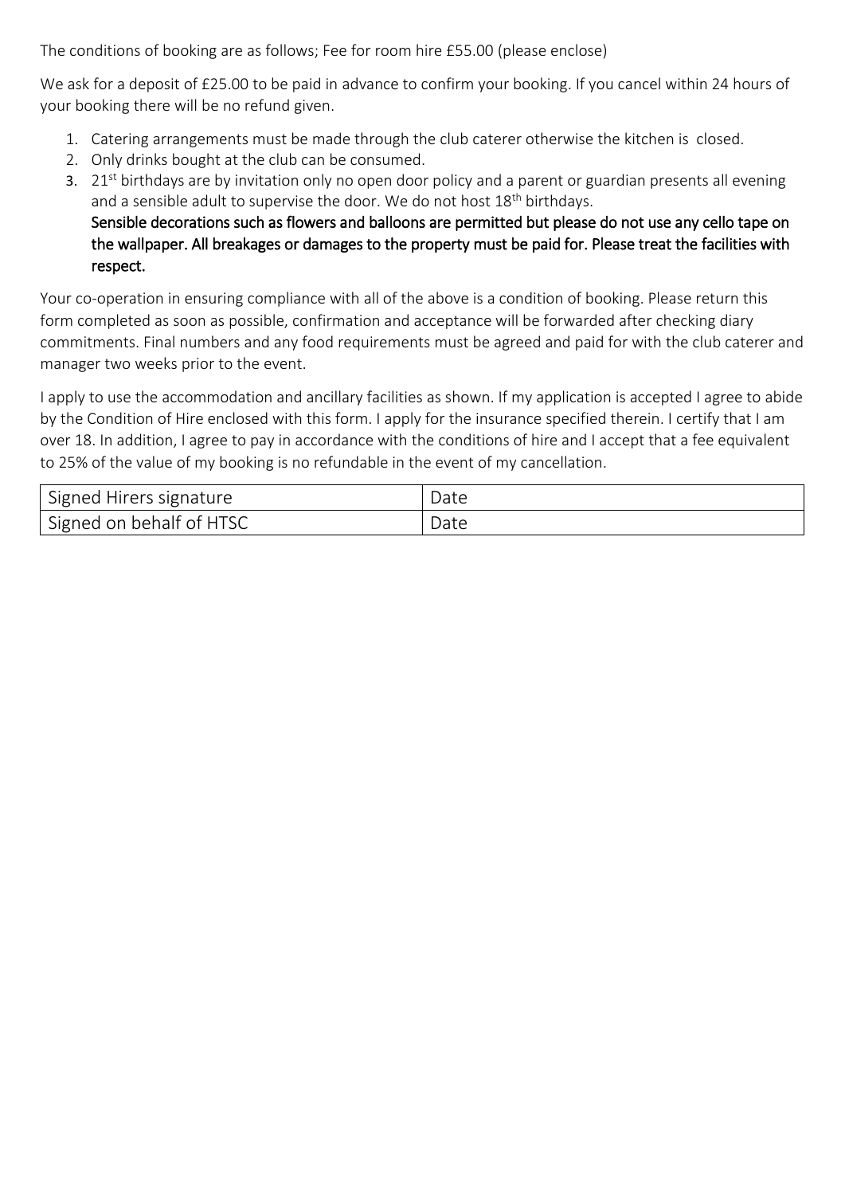The conditions of booking are as follows; Fee for room hire £55.00 (please enclose)

We ask for a deposit of £25.00 to be paid in advance to confirm your booking. If you cancel within 24 hours of your booking there will be no refund given.

1. Catering arrangements must be made through the club caterer otherwise the kitchen is closed.
2. Only drinks bought at the club can be consumed.
3. 21st birthdays are by invitation only no open door policy and a parent or guardian presents all evening and a sensible adult to supervise the door. We do not host 18th birthdays.
   Sensible decorations such as flowers and balloons are permitted but please do not use any cello tape on the wallpaper. All breakages or damages to the property must be paid for. Please treat the facilities with respect.

Your co-operation in ensuring compliance with all of the above is a condition of booking. Please return this form completed as soon as possible, confirmation and acceptance will be forwarded after checking diary commitments. Final numbers and any food requirements must be agreed and paid for with the club caterer and manager two weeks prior to the event.

I apply to use the accommodation and ancillary facilities as shown. If my application is accepted I agree to abide by the Condition of Hire enclosed with this form. I apply for the insurance specified therein. I certify that I am over 18. In addition, I agree to pay in accordance with the conditions of hire and I accept that a fee equivalent to 25% of the value of my booking is no refundable in the event of my cancellation.

| | |
|---|---|
| Signed Hirers signature | Date |
| Signed on behalf of HTSC | Date |